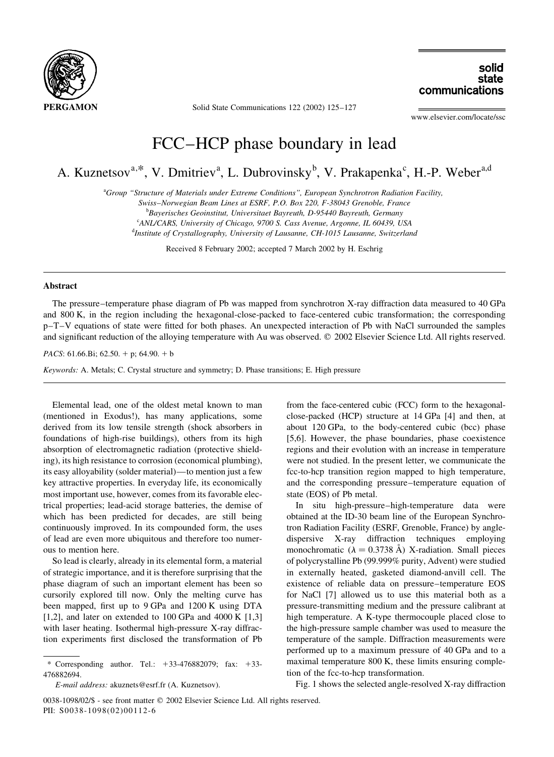# FCC–HCP phase boundary in lead

A. Kuznetsov[a,*], V. Dmitriev[a], L. Dubrovinsky[b], V. Prakapenka[c], H.-P. Weber[a,d]

[a]Group "Structure of Materials under Extreme Conditions", European Synchrotron Radiation Facility, Swiss–Norwegian Beam Lines at ESRF, P.O. Box 220, F-38043 Grenoble, France
[b]Bayerisches Geoinstitut, Universitaet Bayreuth, D-95440 Bayreuth, Germany
[c]ANL/CARS, University of Chicago, 9700 S. Cass Avenue, Argonne, IL 60439, USA
[d]Institute of Crystallography, University of Lausanne, CH-1015 Lausanne, Switzerland

Received 8 February 2002; accepted 7 March 2002 by H. Eschrig

## Abstract

The pressure–temperature phase diagram of Pb was mapped from synchrotron X-ray diffraction data measured to 40 GPa and 800 K, in the region including the hexagonal-close-packed to face-centered cubic transformation; the corresponding p–T–V equations of state were fitted for both phases. An unexpected interaction of Pb with NaCl surrounded the samples and significant reduction of the alloying temperature with Au was observed. © 2002 Elsevier Science Ltd. All rights reserved.

*PACS*: 61.66.Bi; 62.50. + p; 64.90. + b

*Keywords:* A. Metals; C. Crystal structure and symmetry; D. Phase transitions; E. High pressure

Elemental lead, one of the oldest metal known to man (mentioned in Exodus!), has many applications, some derived from its low tensile strength (shock absorbers in foundations of high-rise buildings), others from its high absorption of electromagnetic radiation (protective shielding), its high resistance to corrosion (economical plumbing), its easy alloyability (solder material)—to mention just a few key attractive properties. In everyday life, its economically most important use, however, comes from its favorable electrical properties; lead-acid storage batteries, the demise of which has been predicted for decades, are still being continuously improved. In its compounded form, the uses of lead are even more ubiquitous and therefore too numerous to mention here.

So lead is clearly, already in its elemental form, a material of strategic importance, and it is therefore surprising that the phase diagram of such an important element has been so cursorily explored till now. Only the melting curve has been mapped, first up to 9 GPa and 1200 K using DTA [1,2], and later on extended to 100 GPa and 4000 K [1,3] with laser heating. Isothermal high-pressure X-ray diffraction experiments first disclosed the transformation of Pb from the face-centered cubic (FCC) form to the hexagonal-close-packed (HCP) structure at 14 GPa [4] and then, at about 120 GPa, to the body-centered cubic (bcc) phase [5,6]. However, the phase boundaries, phase coexistence regions and their evolution with an increase in temperature were not studied. In the present letter, we communicate the fcc-to-hcp transition region mapped to high temperature, and the corresponding pressure–temperature equation of state (EOS) of Pb metal.

In situ high-pressure–high-temperature data were obtained at the ID-30 beam line of the European Synchrotron Radiation Facility (ESRF, Grenoble, France) by angle-dispersive X-ray diffraction techniques employing monochromatic ($\lambda = 0.3738$ Å) X-radiation. Small pieces of polycrystalline Pb (99.999% purity, Advent) were studied in externally heated, gasketed diamond-anvill cell. The existence of reliable data on pressure–temperature EOS for NaCl [7] allowed us to use this material both as a pressure-transmitting medium and the pressure calibrant at high temperature. A K-type thermocouple placed close to the high-pressure sample chamber was used to measure the temperature of the sample. Diffraction measurements were performed up to a maximum pressure of 40 GPa and to a maximal temperature 800 K, these limits ensuring completion of the fcc-to-hcp transformation.

Fig. 1 shows the selected angle-resolved X-ray diffraction

\* Corresponding author. Tel.: +33-476882079; fax: +33-476882694.
*E-mail address:* akuznets@esrf.fr (A. Kuznetsov).

0038-1098/02/$ - see front matter © 2002 Elsevier Science Ltd. All rights reserved.
PII: S0038-1098(02)00112-6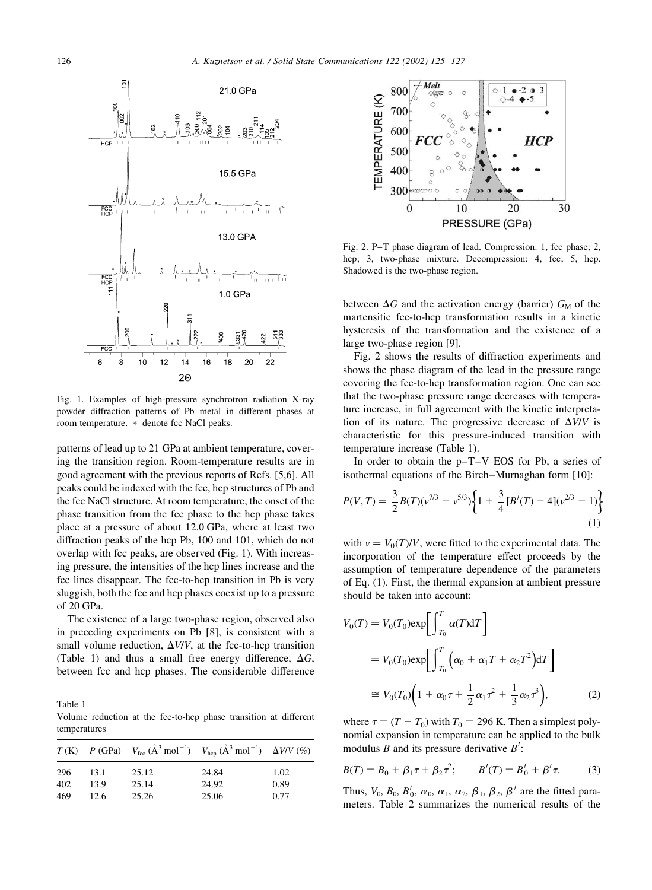Fig. 1. Examples of high-pressure synchrotron radiation X-ray powder diffraction patterns of Pb metal in different phases at room temperature. * denote fcc NaCl peaks.

patterns of lead up to 21 GPa at ambient temperature, covering the transition region. Room-temperature results are in good agreement with the previous reports of Refs. [5,6]. All peaks could be indexed with the fcc, hcp structures of Pb and the fcc NaCl structure. At room temperature, the onset of the phase transition from the fcc phase to the hcp phase takes place at a pressure of about 12.0 GPa, where at least two diffraction peaks of the hcp Pb, 100 and 101, which do not overlap with fcc peaks, are observed (Fig. 1). With increasing pressure, the intensities of the hcp lines increase and the fcc lines disappear. The fcc-to-hcp transition in Pb is very sluggish, both the fcc and hcp phases coexist up to a pressure of 20 GPa.

The existence of a large two-phase region, observed also in preceding experiments on Pb [8], is consistent with a small volume reduction, $\Delta V/V$, at the fcc-to-hcp transition (Table 1) and thus a small free energy difference, $\Delta G$, between fcc and hcp phases. The considerable difference between $\Delta G$ and the activation energy (barrier) $G_M$ of the martensitic fcc-to-hcp transformation results in a kinetic hysteresis of the transformation and the existence of a large two-phase region [9].

Table 1
Volume reduction at the fcc-to-hcp phase transition at different temperatures

| $T$ (K) | $P$ (GPa) | $V_{fcc}$ (Å$^3$ mol$^{-1}$) | $V_{hcp}$ (Å$^3$ mol$^{-1}$) | $\Delta V/V$ (%) |
|---|---|---|---|---|
| 296 | 13.1 | 25.12 | 24.84 | 1.02 |
| 402 | 13.9 | 25.14 | 24.92 | 0.89 |
| 469 | 12.6 | 25.26 | 25.06 | 0.77 |

Fig. 2. P–T phase diagram of lead. Compression: 1, fcc phase; 2, hcp; 3, two-phase mixture. Decompression: 4, fcc; 5, hcp. Shadowed is the two-phase region.

Fig. 2 shows the results of diffraction experiments and shows the phase diagram of the lead in the pressure range covering the fcc-to-hcp transformation region. One can see that the two-phase pressure range decreases with temperature increase, in full agreement with the kinetic interpretation of its nature. The progressive decrease of $\Delta V/V$ is characteristic for this pressure-induced transition with temperature increase (Table 1).

In order to obtain the p–T–V EOS for Pb, a series of isothermal equations of the Birch–Murnaghan form [10]:

$$P(V,T) = \frac{3}{2}B(T)(v^{7/3} - v^{5/3})\left\{1 + \frac{3}{4}[B'(T) - 4](v^{2/3} - 1)\right\} \quad (1)$$

with $v = V_0(T)/V$, were fitted to the experimental data. The incorporation of the temperature effect proceeds by the assumption of temperature dependence of the parameters of Eq. (1). First, the thermal expansion at ambient pressure should be taken into account:

$$\begin{aligned} V_0(T) &= V_0(T_0)\exp\left[\int_{T_0}^{T} \alpha(T)\mathrm{d}T\right] \\ &= V_0(T_0)\exp\left[\int_{T_0}^{T} \left(\alpha_0 + \alpha_1 T + \alpha_2 T^2\right)\mathrm{d}T\right] \\ &\cong V_0(T_0)\left(1 + \alpha_0\tau + \frac{1}{2}\alpha_1\tau^2 + \frac{1}{3}\alpha_2\tau^3\right), \end{aligned} \quad (2)$$

where $\tau = (T - T_0)$ with $T_0 = 296$ K. Then a simplest polynomial expansion in temperature can be applied to the bulk modulus $B$ and its pressure derivative $B'$:

$$B(T) = B_0 + \beta_1\tau + \beta_2\tau^2; \qquad B'(T) = B'_0 + \beta'\tau. \quad (3)$$

Thus, $V_0$, $B_0$, $B'_0$, $\alpha_0$, $\alpha_1$, $\alpha_2$, $\beta_1$, $\beta_2$, $\beta'$ are the fitted parameters. Table 2 summarizes the numerical results of the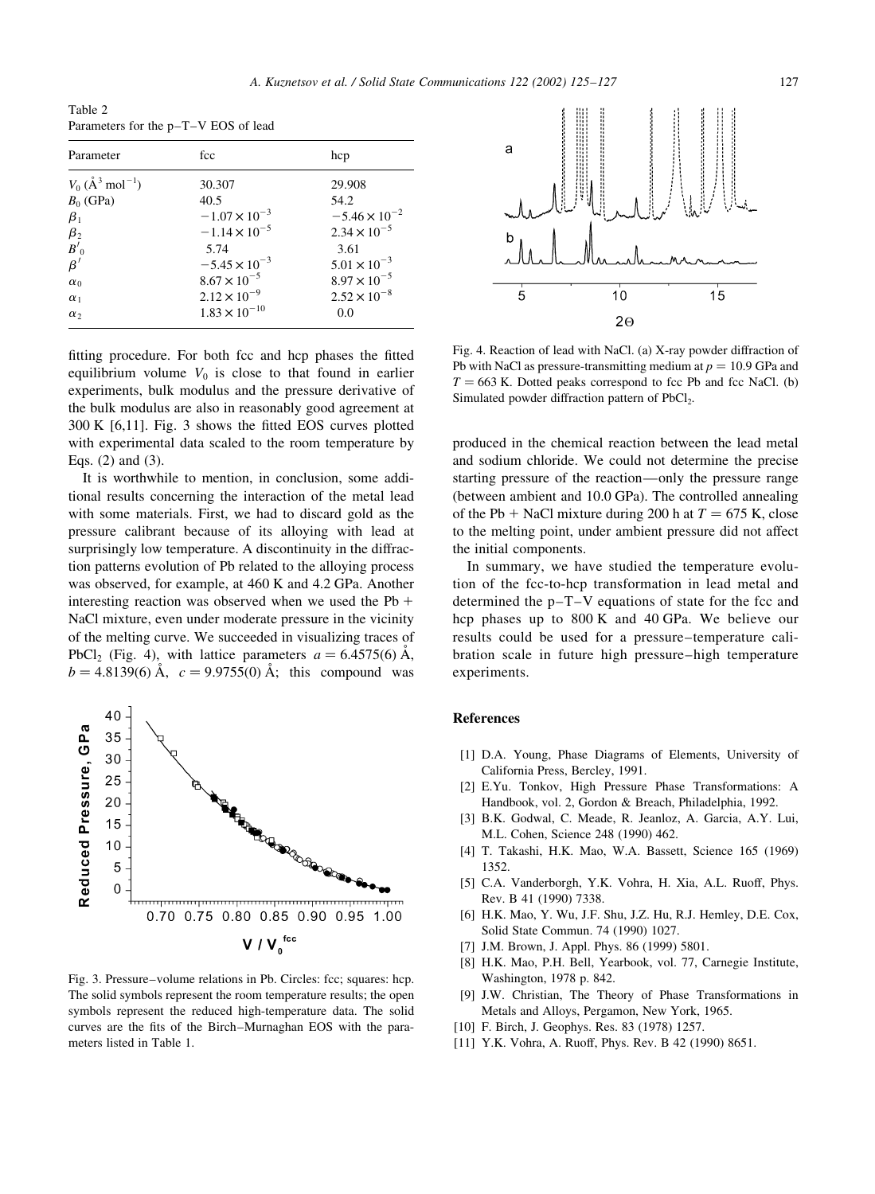Table 2
Parameters for the p–T–V EOS of lead

| Parameter | fcc | hcp |
|---|---|---|
| $V_0$ (Å$^3$ mol$^{-1}$) | 30.307 | 29.908 |
| $B_0$ (GPa) | 40.5 | 54.2 |
| $\beta_1$ | $-1.07 \times 10^{-3}$ | $-5.46 \times 10^{-2}$ |
| $\beta_2$ | $-1.14 \times 10^{-5}$ | $2.34 \times 10^{-5}$ |
| $B'_0$ | 5.74 | 3.61 |
| $\beta'$ | $-5.45 \times 10^{-3}$ | $5.01 \times 10^{-3}$ |
| $\alpha_0$ | $8.67 \times 10^{-5}$ | $8.97 \times 10^{-5}$ |
| $\alpha_1$ | $2.12 \times 10^{-9}$ | $2.52 \times 10^{-8}$ |
| $\alpha_2$ | $1.83 \times 10^{-10}$ | 0.0 |

fitting procedure. For both fcc and hcp phases the fitted equilibrium volume $V_0$ is close to that found in earlier experiments, bulk modulus and the pressure derivative of the bulk modulus are also in reasonably good agreement at 300 K [6,11]. Fig. 3 shows the fitted EOS curves plotted with experimental data scaled to the room temperature by Eqs. (2) and (3).

It is worthwhile to mention, in conclusion, some additional results concerning the interaction of the metal lead with some materials. First, we had to discard gold as the pressure calibrant because of its alloying with lead at surprisingly low temperature. A discontinuity in the diffraction patterns evolution of Pb related to the alloying process was observed, for example, at 460 K and 4.2 GPa. Another interesting reaction was observed when we used the Pb + NaCl mixture, even under moderate pressure in the vicinity of the melting curve. We succeeded in visualizing traces of $PbCl_2$ (Fig. 4), with lattice parameters $a = 6.4575(6)$ Å, $b = 4.8139(6)$ Å, $c = 9.9755(0)$ Å; this compound was produced in the chemical reaction between the lead metal and sodium chloride. We could not determine the precise starting pressure of the reaction—only the pressure range (between ambient and 10.0 GPa). The controlled annealing of the Pb + NaCl mixture during 200 h at $T = 675$ K, close to the melting point, under ambient pressure did not affect the initial components.

In summary, we have studied the temperature evolution of the fcc-to-hcp transformation in lead metal and determined the p–T–V equations of state for the fcc and hcp phases up to 800 K and 40 GPa. We believe our results could be used for a pressure–temperature calibration scale in future high pressure–high temperature experiments.

Reduced Pressure, GPa
0
5
10
15
20
25
30
35
40
0.70 0.75 0.80 0.85 0.90 0.95 1.00
V / V$_0^{fcc}$

Fig. 3. Pressure–volume relations in Pb. Circles: fcc; squares: hcp. The solid symbols represent the room temperature results; the open symbols represent the reduced high-temperature data. The solid curves are the fits of the Birch–Murnaghan EOS with the parameters listed in Table 1.

a
b
5
10
15
2Θ

Fig. 4. Reaction of lead with NaCl. (a) X-ray powder diffraction of Pb with NaCl as pressure-transmitting medium at $p = 10.9$ GPa and $T = 663$ K. Dotted peaks correspond to fcc Pb and fcc NaCl. (b) Simulated powder diffraction pattern of $PbCl_2$.

## References

[1] D.A. Young, Phase Diagrams of Elements, University of California Press, Bercley, 1991.

[2] E.Yu. Tonkov, High Pressure Phase Transformations: A Handbook, vol. 2, Gordon & Breach, Philadelphia, 1992.

[3] B.K. Godwal, C. Meade, R. Jeanloz, A. Garcia, A.Y. Lui, M.L. Cohen, Science 248 (1990) 462.

[4] T. Takashi, H.K. Mao, W.A. Bassett, Science 165 (1969) 1352.

[5] C.A. Vanderborgh, Y.K. Vohra, H. Xia, A.L. Ruoff, Phys. Rev. B 41 (1990) 7338.

[6] H.K. Mao, Y. Wu, J.F. Shu, J.Z. Hu, R.J. Hemley, D.E. Cox, Solid State Commun. 74 (1990) 1027.

[7] J.M. Brown, J. Appl. Phys. 86 (1999) 5801.

[8] H.K. Mao, P.H. Bell, Yearbook, vol. 77, Carnegie Institute, Washington, 1978 p. 842.

[9] J.W. Christian, The Theory of Phase Transformations in Metals and Alloys, Pergamon, New York, 1965.

[10] F. Birch, J. Geophys. Res. 83 (1978) 1257.

[11] Y.K. Vohra, A. Ruoff, Phys. Rev. B 42 (1990) 8651.